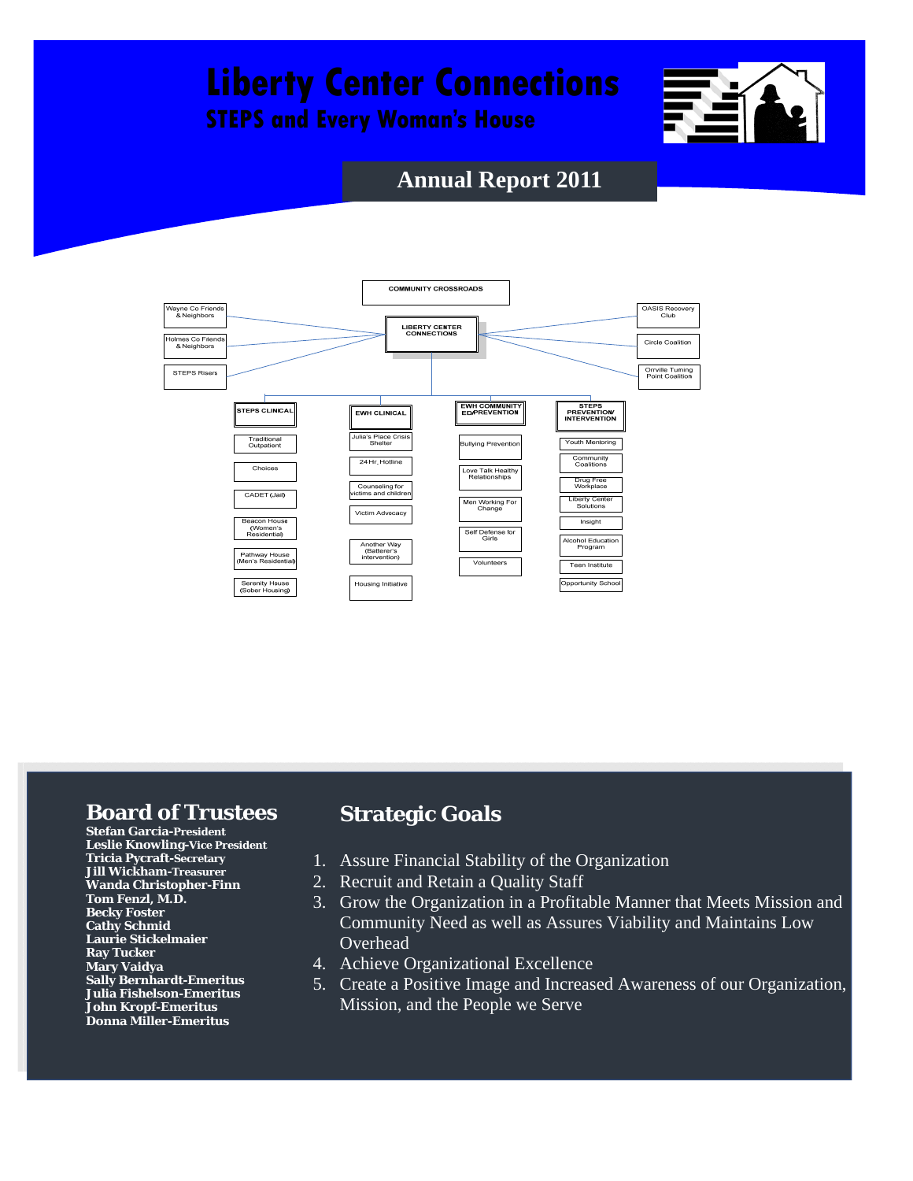# Liberty Center Connections

## STEPS and Every Woman's House

## Annual Report 2011

**COMMUNITY CROSSROADS**

**LIBERTY CENTER CONNECTIONS**

- Wayne Co Friends & Neighbors
- Holmes Co Friends & Neighbors
- STEPS Risers
- OASIS Recovery Club
- Circle Coalition
- Orrville Turning Point Coalition

**STEPS CLINICAL**
- Traditional Outpatient
- Choices
- CADET (Jail)
- Beacon House (Women's Residential)
- Pathway House (Men's Residential)
- Serenity House (Sober Housing)

**EWH CLINICAL**
- Julia's Place Crisis Shelter
- 24 Hr. Hotline
- Counseling for victims and children
- Victim Advocacy
- Another Way (Batterer's intervention)
- Housing Initiative

**EWH COMMUNITY ED/PREVENTION**
- Bullying Prevention
- Love Talk Healthy Relationships
- Men Working For Change
- Self Defense for Girls
- Volunteers

**STEPS PREVENTION/ INTERVENTION**
- Youth Mentoring
- Community Coalitions
- Drug Free Workplace
- Liberty Center Solutions
- Insight
- Alcohol Education Program
- Teen Institute
- Opportunity School

## Board of Trustees

**Stefan Garcia-President**
**Leslie Knowling-Vice President**
**Tricia Pycraft-Secretary**
**Jill Wickham-Treasurer**
**Wanda Christopher-Finn**
**Tom Fenzl, M.D.**
**Becky Foster**
**Cathy Schmid**
**Laurie Stickelmaier**
**Ray Tucker**
**Mary Vaidya**
**Sally Bernhardt-Emeritus**
**Julia Fishelson-Emeritus**
**John Kropf-Emeritus**
**Donna Miller-Emeritus**

## Strategic Goals

1. Assure Financial Stability of the Organization
2. Recruit and Retain a Quality Staff
3. Grow the Organization in a Profitable Manner that Meets Mission and Community Need as well as Assures Viability and Maintains Low Overhead
4. Achieve Organizational Excellence
5. Create a Positive Image and Increased Awareness of our Organization, Mission, and the People we Serve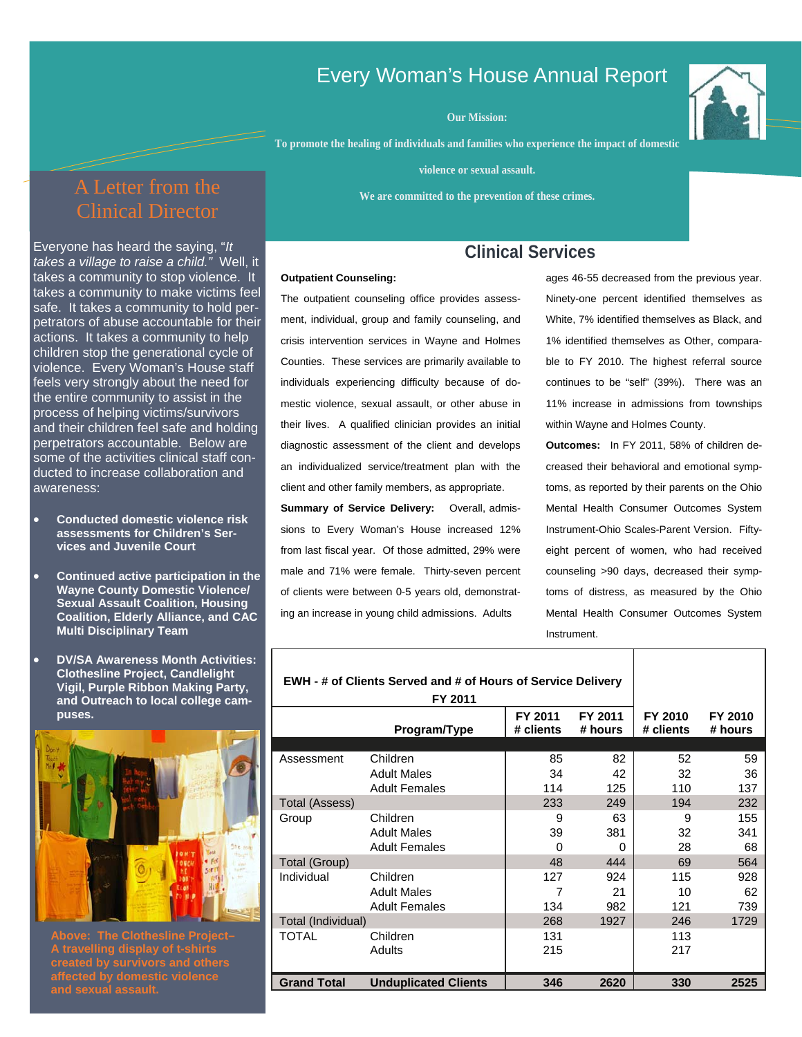# Every Woman's House Annual Report

**Our Mission:**

**To promote the healing of individuals and families who experience the impact of domestic violence or sexual assault.**

**We are committed to the prevention of these crimes.**

## A Letter from the Clinical Director

Everyone has heard the saying, "*It takes a village to raise a child.*" Well, it takes a community to stop violence. It takes a community to make victims feel safe. It takes a community to hold perpetrators of abuse accountable for their actions. It takes a community to help children stop the generational cycle of violence. Every Woman's House staff feels very strongly about the need for the entire community to assist in the process of helping victims/survivors and their children feel safe and holding perpetrators accountable. Below are some of the activities clinical staff conducted to increase collaboration and awareness:

- **Conducted domestic violence risk assessments for Children's Services and Juvenile Court**
- **Continued active participation in the Wayne County Domestic Violence/ Sexual Assault Coalition, Housing Coalition, Elderly Alliance, and CAC Multi Disciplinary Team**
- **DV/SA Awareness Month Activities: Clothesline Project, Candlelight Vigil, Purple Ribbon Making Party, and Outreach to local college campuses.**

**Above: The Clothesline Project– A travelling display of t-shirts created by survivors and others affected by domestic violence and sexual assault.**

## Clinical Services

**Outpatient Counseling:**

The outpatient counseling office provides assessment, individual, group and family counseling, and crisis intervention services in Wayne and Holmes Counties. These services are primarily available to individuals experiencing difficulty because of domestic violence, sexual assault, or other abuse in their lives. A qualified clinician provides an initial diagnostic assessment of the client and develops an individualized service/treatment plan with the client and other family members, as appropriate.

**Summary of Service Delivery:** Overall, admissions to Every Woman's House increased 12% from last fiscal year. Of those admitted, 29% were male and 71% were female. Thirty-seven percent of clients were between 0-5 years old, demonstrating an increase in young child admissions. Adults ages 46-55 decreased from the previous year. Ninety-one percent identified themselves as White, 7% identified themselves as Black, and 1% identified themselves as Other, comparable to FY 2010. The highest referral source continues to be "self" (39%). There was an 11% increase in admissions from townships within Wayne and Holmes County.

**Outcomes:** In FY 2011, 58% of children decreased their behavioral and emotional symptoms, as reported by their parents on the Ohio Mental Health Consumer Outcomes System Instrument-Ohio Scales-Parent Version. Fifty-eight percent of women, who had received counseling >90 days, decreased their symptoms of distress, as measured by the Ohio Mental Health Consumer Outcomes System Instrument.

**EWH - # of Clients Served and # of Hours of Service Delivery FY 2011**

| | Program/Type | FY 2011 # clients | FY 2011 # hours | FY 2010 # clients | FY 2010 # hours |
|---|---|---|---|---|---|
| Assessment | Children | 85 | 82 | 52 | 59 |
| | Adult Males | 34 | 42 | 32 | 36 |
| | Adult Females | 114 | 125 | 110 | 137 |
| Total (Assess) | | 233 | 249 | 194 | 232 |
| Group | Children | 9 | 63 | 9 | 155 |
| | Adult Males | 39 | 381 | 32 | 341 |
| | Adult Females | 0 | 0 | 28 | 68 |
| Total (Group) | | 48 | 444 | 69 | 564 |
| Individual | Children | 127 | 924 | 115 | 928 |
| | Adult Males | 7 | 21 | 10 | 62 |
| | Adult Females | 134 | 982 | 121 | 739 |
| Total (Individual) | | 268 | 1927 | 246 | 1729 |
| TOTAL | Children | 131 | | 113 | |
| | Adults | 215 | | 217 | |
| **Grand Total** | **Unduplicated Clients** | **346** | **2620** | **330** | **2525** |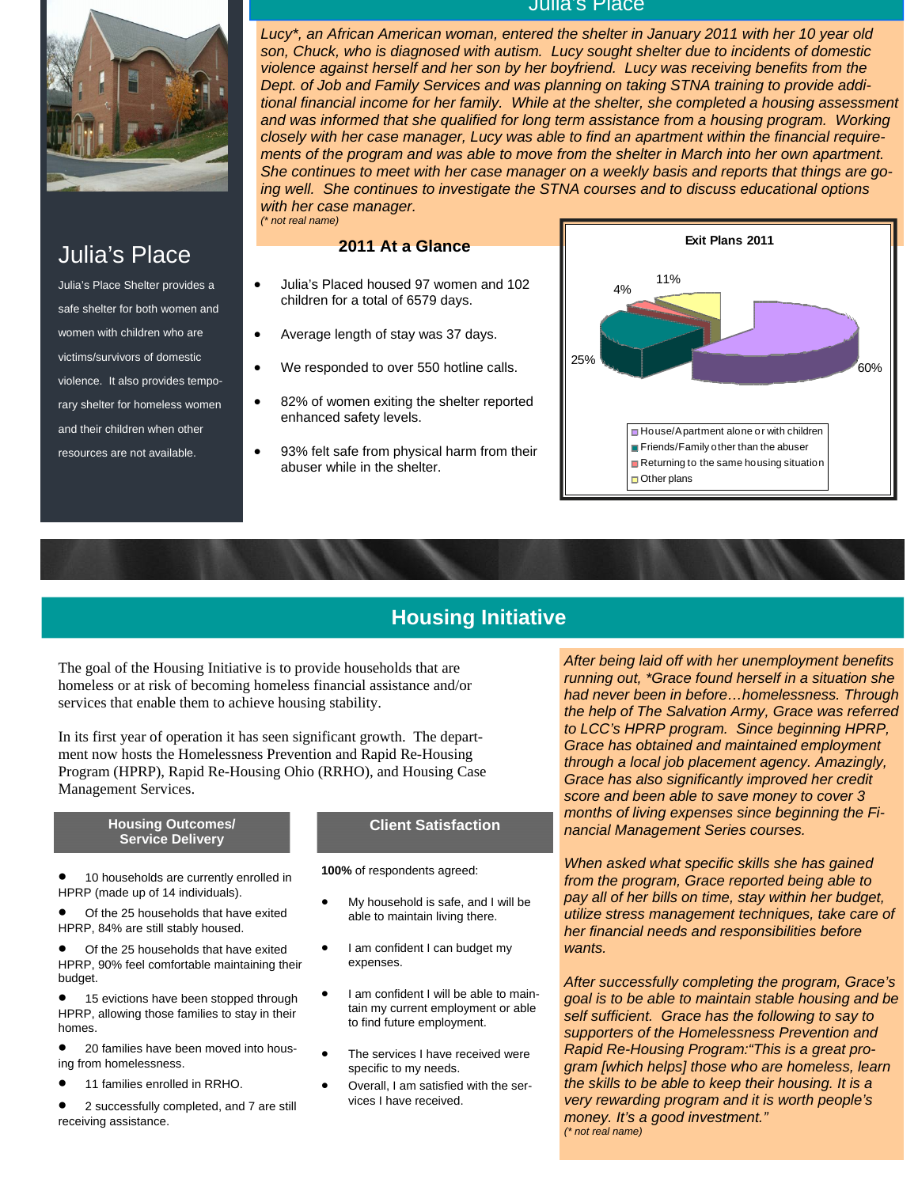## Julia's Place

*Lucy\*, an African American woman, entered the shelter in January 2011 with her 10 year old son, Chuck, who is diagnosed with autism. Lucy sought shelter due to incidents of domestic violence against herself and her son by her boyfriend. Lucy was receiving benefits from the Dept. of Job and Family Services and was planning on taking STNA training to provide additional financial income for her family. While at the shelter, she completed a housing assessment and was informed that she qualified for long term assistance from a housing program. Working closely with her case manager, Lucy was able to find an apartment within the financial requirements of the program and was able to move from the shelter in March into her own apartment. She continues to meet with her case manager on a weekly basis and reports that things are going well. She continues to investigate the STNA courses and to discuss educational options with her case manager.*
*(\* not real name)*

## Julia's Place

Julia's Place Shelter provides a safe shelter for both women and women with children who are victims/survivors of domestic violence. It also provides temporary shelter for homeless women and their children when other resources are not available.

### 2011 At a Glance

- Julia's Placed housed 97 women and 102 children for a total of 6579 days.
- Average length of stay was 37 days.
- We responded to over 550 hotline calls.
- 82% of women exiting the shelter reported enhanced safety levels.
- 93% felt safe from physical harm from their abuser while in the shelter.

**Exit Plans 2011**

| Exit Plan | Percentage |
|---|---|
| House/Apartment alone or with children | 60% |
| Friends/Family other than the abuser | 25% |
| Returning to the same housing situation | 4% |
| Other plans | 11% |

## Housing Initiative

The goal of the Housing Initiative is to provide households that are homeless or at risk of becoming homeless financial assistance and/or services that enable them to achieve housing stability.

In its first year of operation it has seen significant growth. The department now hosts the Homelessness Prevention and Rapid Re-Housing Program (HPRP), Rapid Re-Housing Ohio (RRHO), and Housing Case Management Services.

### Housing Outcomes/ Service Delivery

- 10 households are currently enrolled in HPRP (made up of 14 individuals).
- Of the 25 households that have exited HPRP, 84% are still stably housed.
- Of the 25 households that have exited HPRP, 90% feel comfortable maintaining their budget.
- 15 evictions have been stopped through HPRP, allowing those families to stay in their homes.
- 20 families have been moved into housing from homelessness.
- 11 families enrolled in RRHO.
- 2 successfully completed, and 7 are still receiving assistance.

### Client Satisfaction

**100%** of respondents agreed:

- My household is safe, and I will be able to maintain living there.
- I am confident I can budget my expenses.
- I am confident I will be able to maintain my current employment or able to find future employment.
- The services I have received were specific to my needs.
- Overall, I am satisfied with the services I have received.

*After being laid off with her unemployment benefits running out, \*Grace found herself in a situation she had never been in before…homelessness. Through the help of The Salvation Army, Grace was referred to LCC's HPRP program. Since beginning HPRP, Grace has obtained and maintained employment through a local job placement agency. Amazingly, Grace has also significantly improved her credit score and been able to save money to cover 3 months of living expenses since beginning the Financial Management Series courses.*

*When asked what specific skills she has gained from the program, Grace reported being able to pay all of her bills on time, stay within her budget, utilize stress management techniques, take care of her financial needs and responsibilities before wants.*

*After successfully completing the program, Grace's goal is to be able to maintain stable housing and be self sufficient. Grace has the following to say to supporters of the Homelessness Prevention and Rapid Re-Housing Program:"This is a great program [which helps] those who are homeless, learn the skills to be able to keep their housing. It is a very rewarding program and it is worth people's money. It's a good investment."*
*(\* not real name)*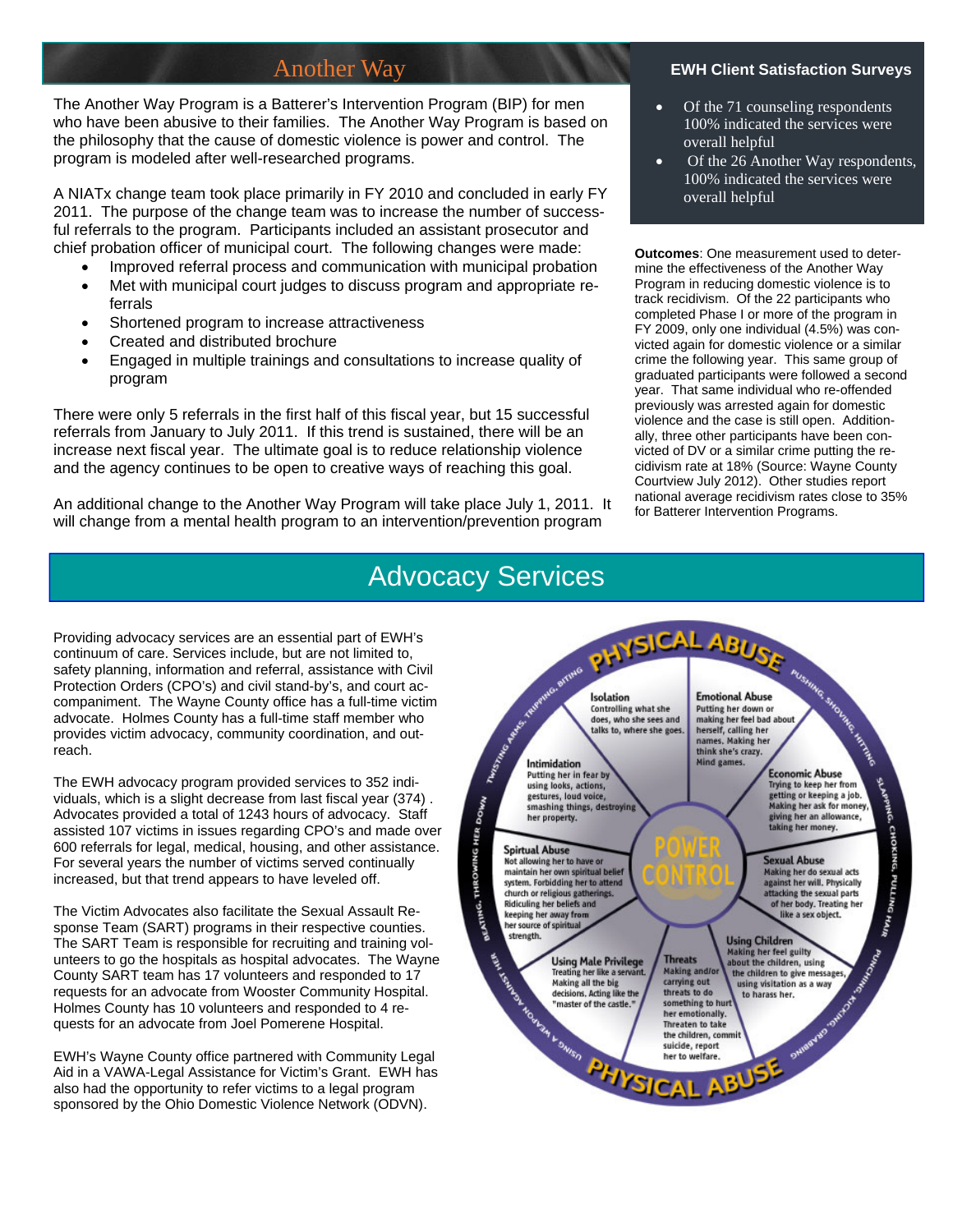## Another Way

The Another Way Program is a Batterer's Intervention Program (BIP) for men who have been abusive to their families. The Another Way Program is based on the philosophy that the cause of domestic violence is power and control. The program is modeled after well-researched programs.

A NIATx change team took place primarily in FY 2010 and concluded in early FY 2011. The purpose of the change team was to increase the number of successful referrals to the program. Participants included an assistant prosecutor and chief probation officer of municipal court. The following changes were made:

- Improved referral process and communication with municipal probation
- Met with municipal court judges to discuss program and appropriate referrals
- Shortened program to increase attractiveness
- Created and distributed brochure
- Engaged in multiple trainings and consultations to increase quality of program

There were only 5 referrals in the first half of this fiscal year, but 15 successful referrals from January to July 2011. If this trend is sustained, there will be an increase next fiscal year. The ultimate goal is to reduce relationship violence and the agency continues to be open to creative ways of reaching this goal.

An additional change to the Another Way Program will take place July 1, 2011. It will change from a mental health program to an intervention/prevention program

### EWH Client Satisfaction Surveys

- Of the 71 counseling respondents 100% indicated the services were overall helpful
- Of the 26 Another Way respondents, 100% indicated the services were overall helpful

**Outcomes**: One measurement used to determine the effectiveness of the Another Way Program in reducing domestic violence is to track recidivism. Of the 22 participants who completed Phase I or more of the program in FY 2009, only one individual (4.5%) was convicted again for domestic violence or a similar crime the following year. This same group of graduated participants were followed a second year. That same individual who re-offended previously was arrested again for domestic violence and the case is still open. Additionally, three other participants have been convicted of DV or a similar crime putting the recidivism rate at 18% (Source: Wayne County Courtview July 2012). Other studies report national average recidivism rates close to 35% for Batterer Intervention Programs.

## Advocacy Services

Providing advocacy services are an essential part of EWH's continuum of care. Services include, but are not limited to, safety planning, information and referral, assistance with Civil Protection Orders (CPO's) and civil stand-by's, and court accompaniment. The Wayne County office has a full-time victim advocate. Holmes County has a full-time staff member who provides victim advocacy, community coordination, and outreach.

The EWH advocacy program provided services to 352 individuals, which is a slight decrease from last fiscal year (374) . Advocates provided a total of 1243 hours of advocacy. Staff assisted 107 victims in issues regarding CPO's and made over 600 referrals for legal, medical, housing, and other assistance. For several years the number of victims served continually increased, but that trend appears to have leveled off.

The Victim Advocates also facilitate the Sexual Assault Response Team (SART) programs in their respective counties. The SART Team is responsible for recruiting and training volunteers to go the hospitals as hospital advocates. The Wayne County SART team has 17 volunteers and responded to 17 requests for an advocate from Wooster Community Hospital. Holmes County has 10 volunteers and responded to 4 requests for an advocate from Joel Pomerene Hospital.

EWH's Wayne County office partnered with Community Legal Aid in a VAWA-Legal Assistance for Victim's Grant. EWH has also had the opportunity to refer victims to a legal program sponsored by the Ohio Domestic Violence Network (ODVN).

**PHYSICAL ABUSE** — Pushing, shoving, hitting, slapping, choking, pulling hair, punching, kicking, grabbing, using a weapon against her, beating, throwing her down, twisting arms, tripping, biting

**POWER CONTROL**

- **Isolation** Controlling what she does, who she sees and talks to, where she goes.
- **Emotional Abuse** Putting her down or making her feel bad about herself, calling her names. Making her think she's crazy. Mind games.
- **Economic Abuse** Trying to keep her from getting or keeping a job. Making her ask for money, giving her an allowance, taking her money.
- **Sexual Abuse** Making her do sexual acts against her will. Physically attacking the sexual parts of her body. Treating her like a sex object.
- **Using Children** Making her feel guilty about the children, using the children to give messages, using visitation as a way to harass her.
- **Threats** Making and/or carrying out threats to do something to hurt her emotionally. Threaten to take the children, commit suicide, report her to welfare.
- **Using Male Privilege** Treating her like a servant. Making all the big decisions. Acting like the "master of the castle."
- **Spirtual Abuse** Not allowing her to have or maintain her own spiritual belief system. Forbidding her to attend church or religious gatherings. Ridiculing her beliefs and keeping her away from her source of spiritual strength.
- **Intimidation** Putting her in fear by using looks, actions, gestures, loud voice, smashing things, destroying her property.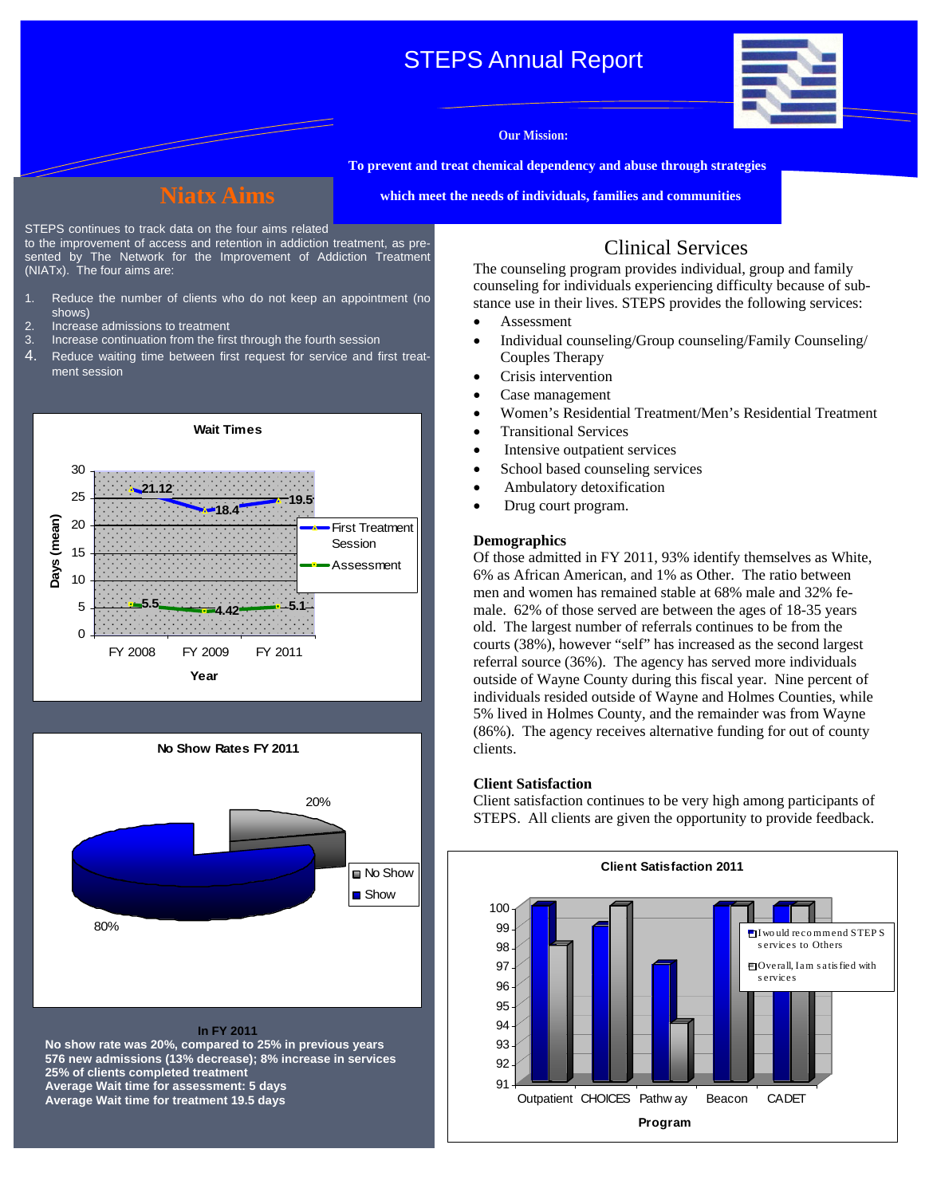# STEPS Annual Report

**Our Mission:**

**To prevent and treat chemical dependency and abuse through strategies which meet the needs of individuals, families and communities**

## Niatx Aims

STEPS continues to track data on the four aims related to the improvement of access and retention in addiction treatment, as presented by The Network for the Improvement of Addiction Treatment (NIATx). The four aims are:

1. Reduce the number of clients who do not keep an appointment (no shows)
2. Increase admissions to treatment
3. Increase continuation from the first through the fourth session
4. Reduce waiting time between first request for service and first treatment session

**Wait Times**

| Year | First Treatment Session | Assessment |
|---|---|---|
| FY 2008 | 21.12 | 5.5 |
| FY 2009 | 18.4 | 4.42 |
| FY 2011 | 19.5 | 5.1 |

**No Show Rates FY 2011**

| | % |
|---|---|
| No Show | 20% |
| Show | 80% |

**In FY 2011**
**No show rate was 20%, compared to 25% in previous years**
**576 new admissions (13% decrease); 8% increase in services**
**25% of clients completed treatment**
**Average Wait time for assessment: 5 days**
**Average Wait time for treatment 19.5 days**

## Clinical Services

The counseling program provides individual, group and family counseling for individuals experiencing difficulty because of substance use in their lives. STEPS provides the following services:

- Assessment
- Individual counseling/Group counseling/Family Counseling/ Couples Therapy
- Crisis intervention
- Case management
- Women's Residential Treatment/Men's Residential Treatment
- Transitional Services
- Intensive outpatient services
- School based counseling services
- Ambulatory detoxification
- Drug court program.

### Demographics

Of those admitted in FY 2011, 93% identify themselves as White, 6% as African American, and 1% as Other. The ratio between men and women has remained stable at 68% male and 32% female. 62% of those served are between the ages of 18-35 years old. The largest number of referrals continues to be from the courts (38%), however "self" has increased as the second largest referral source (36%). The agency has served more individuals outside of Wayne County during this fiscal year. Nine percent of individuals resided outside of Wayne and Holmes Counties, while 5% lived in Holmes County, and the remainder was from Wayne (86%). The agency receives alternative funding for out of county clients.

### Client Satisfaction

Client satisfaction continues to be very high among participants of STEPS. All clients are given the opportunity to provide feedback.

**Client Satisfaction 2011**

| Program | I would recommend STEPS services to Others | Overall, I am satisfied with services |
|---|---|---|
| Outpatient | 100 | 98 |
| CHOICES | 99 | 100 |
| Pathway | 97 | 94 |
| Beacon | 100 | 100 |
| CADET | 100 | 100 |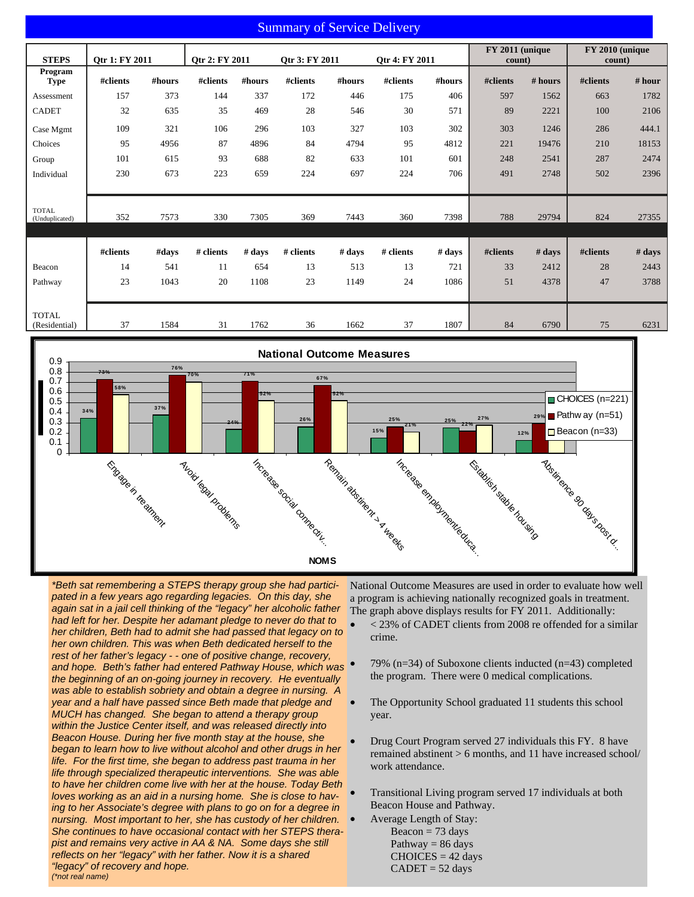## Summary of Service Delivery

| STEPS | Qtr 1: FY 2011 | | Qtr 2: FY 2011 | | Qtr 3: FY 2011 | | Qtr 4: FY 2011 | | FY 2011 (unique count) | | FY 2010 (unique count) | |
|---|---|---|---|---|---|---|---|---|---|---|---|---|
| Program Type | #clients | #hours | #clients | #hours | #clients | #hours | #clients | #hours | #clients | # hours | #clients | # hour |
| Assessment | 157 | 373 | 144 | 337 | 172 | 446 | 175 | 406 | 597 | 1562 | 663 | 1782 |
| CADET | 32 | 635 | 35 | 469 | 28 | 546 | 30 | 571 | 89 | 2221 | 100 | 2106 |
| Case Mgmt | 109 | 321 | 106 | 296 | 103 | 327 | 103 | 302 | 303 | 1246 | 286 | 444.1 |
| Choices | 95 | 4956 | 87 | 4896 | 84 | 4794 | 95 | 4812 | 221 | 19476 | 210 | 18153 |
| Group | 101 | 615 | 93 | 688 | 82 | 633 | 101 | 601 | 248 | 2541 | 287 | 2474 |
| Individual | 230 | 673 | 223 | 659 | 224 | 697 | 224 | 706 | 491 | 2748 | 502 | 2396 |
| TOTAL (Unduplicated) | 352 | 7573 | 330 | 7305 | 369 | 7443 | 360 | 7398 | 788 | 29794 | 824 | 27355 |
| | #clients | #days | # clients | # days | # clients | # days | # clients | # days | #clients | # days | #clients | # days |
| Beacon | 14 | 541 | 11 | 654 | 13 | 513 | 13 | 721 | 33 | 2412 | 28 | 2443 |
| Pathway | 23 | 1043 | 20 | 1108 | 23 | 1149 | 24 | 1086 | 51 | 4378 | 47 | 3788 |
| TOTAL (Residential) | 37 | 1584 | 31 | 1762 | 36 | 1662 | 37 | 1807 | 84 | 6790 | 75 | 6231 |

**National Outcome Measures**

| NOMS | CHOICES (n=221) | Pathway (n=51) | Beacon (n=33) |
|---|---|---|---|
| Engage in treatment | 34% | 73% | 58% |
| Avoid legal problems | 37% | 76% | 70% |
| Increase social connectiv... | 24% | 71% | 52% |
| Remain abstinent > 4 weeks | 26% | 67% | 52% |
| Increase employment/educa... | 15% | 25% | 21% |
| Establish stable housing | 25% | 22% | 27% |
| Abstinence 90 days post d... | 12% | 29% | |

*\*Beth sat remembering a STEPS therapy group she had participated in a few years ago regarding legacies. On this day, she again sat in a jail cell thinking of the "legacy" her alcoholic father had left for her. Despite her adamant pledge to never do that to her children, Beth had to admit she had passed that legacy on to her own children. This was when Beth dedicated herself to the rest of her father's legacy - - one of positive change, recovery, and hope. Beth's father had entered Pathway House, which was the beginning of an on-going journey in recovery. He eventually was able to establish sobriety and obtain a degree in nursing. A year and a half have passed since Beth made that pledge and MUCH has changed. She began to attend a therapy group within the Justice Center itself, and was released directly into Beacon House. During her five month stay at the house, she began to learn how to live without alcohol and other drugs in her life. For the first time, she began to address past trauma in her life through specialized therapeutic interventions. She was able to have her children come live with her at the house. Today Beth loves working as an aid in a nursing home. She is close to having to her Associate's degree with plans to go on for a degree in nursing. Most important to her, she has custody of her children. She continues to have occasional contact with her STEPS therapist and remains very active in AA & NA. Some days she still reflects on her "legacy" with her father. Now it is a shared "legacy" of recovery and hope.*

*(\*not real name)*

National Outcome Measures are used in order to evaluate how well a program is achieving nationally recognized goals in treatment. The graph above displays results for FY 2011. Additionally:

- < 23% of CADET clients from 2008 re offended for a similar crime.
- 79% (n=34) of Suboxone clients inducted (n=43) completed the program. There were 0 medical complications.
- The Opportunity School graduated 11 students this school year.
- Drug Court Program served 27 individuals this FY. 8 have remained abstinent > 6 months, and 11 have increased school/work attendance.
- Transitional Living program served 17 individuals at both Beacon House and Pathway.
- Average Length of Stay:
  - Beacon = 73 days
  - Pathway = 86 days
  - CHOICES = 42 days
  - CADET = 52 days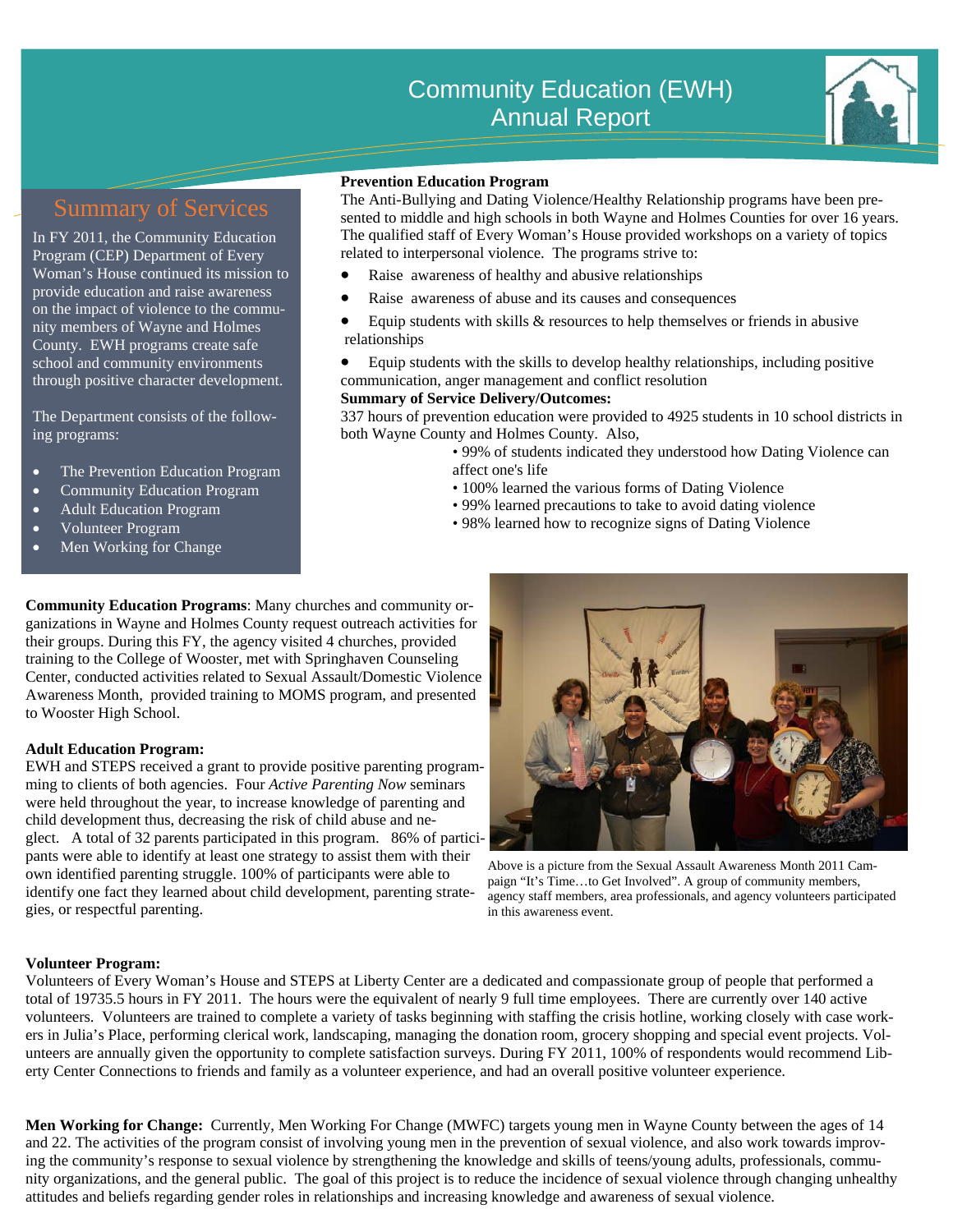# Community Education (EWH) Annual Report

## Summary of Services

In FY 2011, the Community Education Program (CEP) Department of Every Woman's House continued its mission to provide education and raise awareness on the impact of violence to the community members of Wayne and Holmes County. EWH programs create safe school and community environments through positive character development.

The Department consists of the following programs:

- The Prevention Education Program
- Community Education Program
- Adult Education Program
- Volunteer Program
- Men Working for Change

**Prevention Education Program**

The Anti-Bullying and Dating Violence/Healthy Relationship programs have been presented to middle and high schools in both Wayne and Holmes Counties for over 16 years. The qualified staff of Every Woman's House provided workshops on a variety of topics related to interpersonal violence. The programs strive to:

- Raise awareness of healthy and abusive relationships
- Raise awareness of abuse and its causes and consequences
- Equip students with skills & resources to help themselves or friends in abusive relationships
- Equip students with the skills to develop healthy relationships, including positive communication, anger management and conflict resolution

**Summary of Service Delivery/Outcomes:**

337 hours of prevention education were provided to 4925 students in 10 school districts in both Wayne County and Holmes County. Also,

- 99% of students indicated they understood how Dating Violence can affect one's life
- 100% learned the various forms of Dating Violence
- 99% learned precautions to take to avoid dating violence
- 98% learned how to recognize signs of Dating Violence

**Community Education Programs**: Many churches and community organizations in Wayne and Holmes County request outreach activities for their groups. During this FY, the agency visited 4 churches, provided training to the College of Wooster, met with Springhaven Counseling Center, conducted activities related to Sexual Assault/Domestic Violence Awareness Month, provided training to MOMS program, and presented to Wooster High School.

**Adult Education Program:**

EWH and STEPS received a grant to provide positive parenting programming to clients of both agencies. Four *Active Parenting Now* seminars were held throughout the year, to increase knowledge of parenting and child development thus, decreasing the risk of child abuse and neglect. A total of 32 parents participated in this program. 86% of participants were able to identify at least one strategy to assist them with their own identified parenting struggle. 100% of participants were able to identify one fact they learned about child development, parenting strategies, or respectful parenting.

Above is a picture from the Sexual Assault Awareness Month 2011 Campaign "It's Time…to Get Involved". A group of community members, agency staff members, area professionals, and agency volunteers participated in this awareness event.

**Volunteer Program:**

Volunteers of Every Woman's House and STEPS at Liberty Center are a dedicated and compassionate group of people that performed a total of 19735.5 hours in FY 2011. The hours were the equivalent of nearly 9 full time employees. There are currently over 140 active volunteers. Volunteers are trained to complete a variety of tasks beginning with staffing the crisis hotline, working closely with case workers in Julia's Place, performing clerical work, landscaping, managing the donation room, grocery shopping and special event projects. Volunteers are annually given the opportunity to complete satisfaction surveys. During FY 2011, 100% of respondents would recommend Liberty Center Connections to friends and family as a volunteer experience, and had an overall positive volunteer experience.

**Men Working for Change:** Currently, Men Working For Change (MWFC) targets young men in Wayne County between the ages of 14 and 22. The activities of the program consist of involving young men in the prevention of sexual violence, and also work towards improving the community's response to sexual violence by strengthening the knowledge and skills of teens/young adults, professionals, community organizations, and the general public. The goal of this project is to reduce the incidence of sexual violence through changing unhealthy attitudes and beliefs regarding gender roles in relationships and increasing knowledge and awareness of sexual violence.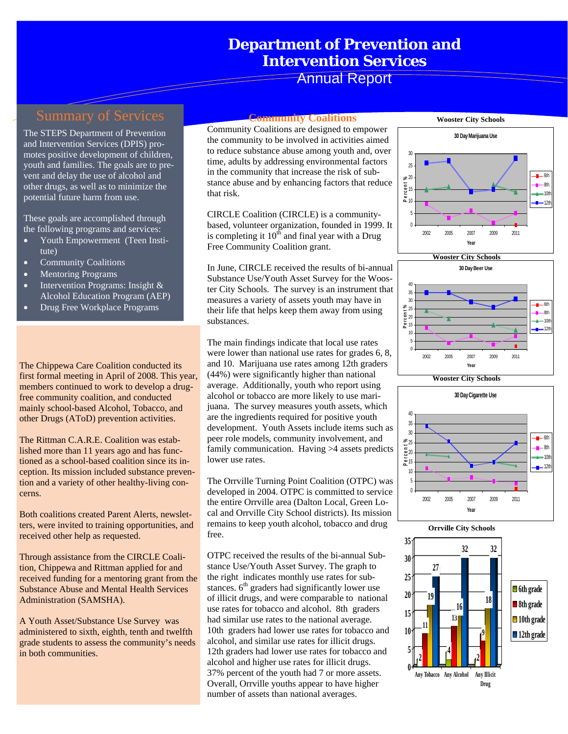# Department of Prevention and Intervention Services

Annual Report

## Summary of Services

The STEPS Department of Prevention and Intervention Services (DPIS) promotes positive development of children, youth and families. The goals are to prevent and delay the use of alcohol and other drugs, as well as to minimize the potential future harm from use.

These goals are accomplished through the following programs and services:

- Youth Empowerment (Teen Institute)
- Community Coalitions
- Mentoring Programs
- Intervention Programs: Insight & Alcohol Education Program (AEP)
- Drug Free Workplace Programs

The Chippewa Care Coalition conducted its first formal meeting in April of 2008. This year, members continued to work to develop a drug-free community coalition, and conducted mainly school-based Alcohol, Tobacco, and other Drugs (AToD) prevention activities.

The Rittman C.A.R.E. Coalition was established more than 11 years ago and has functioned as a school-based coalition since its inception. Its mission included substance prevention and a variety of other healthy-living concerns.

Both coalitions created Parent Alerts, newsletters, were invited to training opportunities, and received other help as requested.

Through assistance from the CIRCLE Coalition, Chippewa and Rittman applied for and received funding for a mentoring grant from the Substance Abuse and Mental Health Services Administration (SAMSHA).

A Youth Asset/Substance Use Survey was administered to sixth, eighth, tenth and twelfth grade students to assess the community's needs in both communities.

## Community Coalitions

Community Coalitions are designed to empower the community to be involved in activities aimed to reduce substance abuse among youth and, over time, adults by addressing environmental factors in the community that increase the risk of substance abuse and by enhancing factors that reduce that risk.

CIRCLE Coalition (CIRCLE) is a community-based, volunteer organization, founded in 1999. It is completing it 10th and final year with a Drug Free Community Coalition grant.

In June, CIRCLE received the results of bi-annual Substance Use/Youth Asset Survey for the Wooster City Schools. The survey is an instrument that measures a variety of assets youth may have in their life that helps keep them away from using substances.

The main findings indicate that local use rates were lower than national use rates for grades 6, 8, and 10. Marijuana use rates among 12th graders (44%) were significantly higher than national average. Additionally, youth who report using alcohol or tobacco are more likely to use marijuana. The survey measures youth assets, which are the ingredients required for positive youth development. Youth Assets include items such as peer role models, community involvement, and family communication. Having >4 assets predicts lower use rates.

The Orrville Turning Point Coalition (OTPC) was developed in 2004. OTPC is committed to service the entire Orrville area (Dalton Local, Green Local and Orrville City School districts). Its mission remains to keep youth alcohol, tobacco and drug free.

OTPC received the results of the bi-annual Substance Use/Youth Asset Survey. The graph to the right indicates monthly use rates for substances. 6th graders had significantly lower use of illicit drugs, and were comparable to national use rates for tobacco and alcohol. 8th graders had similar use rates to the national average. 10th graders had lower use rates for tobacco and alcohol, and similar use rates for illicit drugs. 12th graders had lower use rates for tobacco and alcohol and higher use rates for illicit drugs. 37% percent of the youth had 7 or more assets. Overall, Orrville youths appear to have higher number of assets than national averages.

**Wooster City Schools** — 30 Day Marijuana Use

**Wooster City Schools** — 30 Day Beer Use

**Wooster City Schools** — 30 Day Cigarette Use

**Orrville City Schools**

| | 6th grade | 8th grade | 10th grade | 12th grade |
|---|---|---|---|---|
| Any Tobacco | 2 | 11 | 19 | 27 |
| Any Alcohol | 4 | 13 | 16 | 32 |
| Any Illicit Drug | 2 | 9 | 18 | 32 |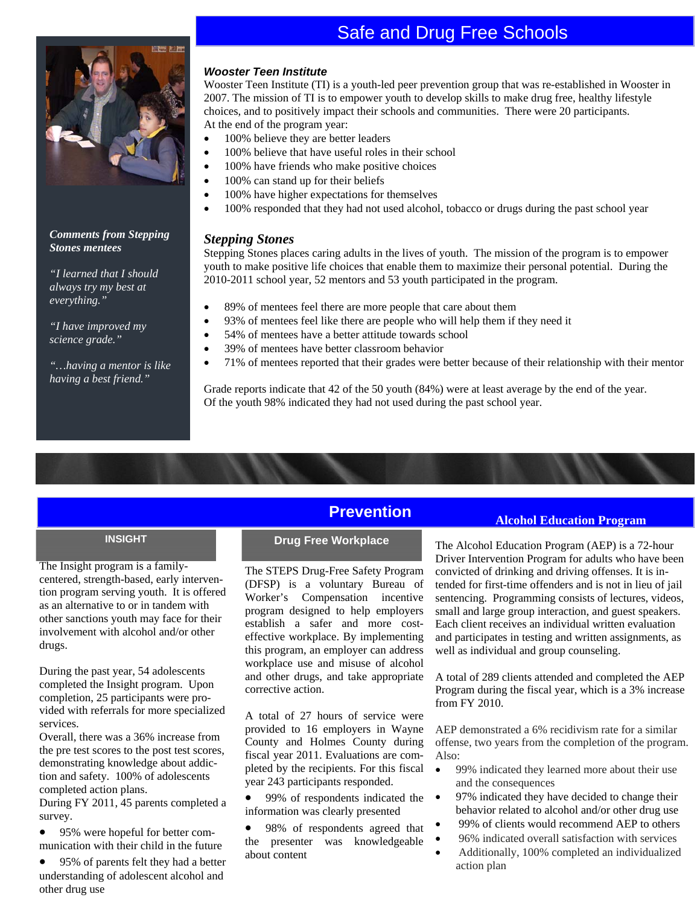# Safe and Drug Free Schools

### *Wooster Teen Institute*

Wooster Teen Institute (TI) is a youth-led peer prevention group that was re-established in Wooster in 2007. The mission of TI is to empower youth to develop skills to make drug free, healthy lifestyle choices, and to positively impact their schools and communities. There were 20 participants.
At the end of the program year:

- 100% believe they are better leaders
- 100% believe that have useful roles in their school
- 100% have friends who make positive choices
- 100% can stand up for their beliefs
- 100% have higher expectations for themselves
- 100% responded that they had not used alcohol, tobacco or drugs during the past school year

### *Stepping Stones*

Stepping Stones places caring adults in the lives of youth. The mission of the program is to empower youth to make positive life choices that enable them to maximize their personal potential. During the 2010-2011 school year, 52 mentors and 53 youth participated in the program.

- 89% of mentees feel there are more people that care about them
- 93% of mentees feel like there are people who will help them if they need it
- 54% of mentees have a better attitude towards school
- 39% of mentees have better classroom behavior
- 71% of mentees reported that their grades were better because of their relationship with their mentor

Grade reports indicate that 42 of the 50 youth (84%) were at least average by the end of the year.
Of the youth 98% indicated they had not used during the past school year.

***Comments from Stepping Stones mentees***

*"I learned that I should always try my best at everything."*

*"I have improved my science grade."*

*"…having a mentor is like having a best friend."*

# Prevention

## INSIGHT

The Insight program is a family-centered, strength-based, early intervention program serving youth. It is offered as an alternative to or in tandem with other sanctions youth may face for their involvement with alcohol and/or other drugs.

During the past year, 54 adolescents completed the Insight program. Upon completion, 25 participants were provided with referrals for more specialized services.
Overall, there was a 36% increase from the pre test scores to the post test scores, demonstrating knowledge about addiction and safety. 100% of adolescents completed action plans.
During FY 2011, 45 parents completed a survey.

- 95% were hopeful for better communication with their child in the future
- 95% of parents felt they had a better understanding of adolescent alcohol and other drug use

## Drug Free Workplace

The STEPS Drug-Free Safety Program (DFSP) is a voluntary Bureau of Worker's Compensation incentive program designed to help employers establish a safer and more cost-effective workplace. By implementing this program, an employer can address workplace use and misuse of alcohol and other drugs, and take appropriate corrective action.

A total of 27 hours of service were provided to 16 employers in Wayne County and Holmes County during fiscal year 2011. Evaluations are completed by the recipients. For this fiscal year 243 participants responded.

- 99% of respondents indicated the information was clearly presented
- 98% of respondents agreed that the presenter was knowledgeable about content

## Alcohol Education Program

The Alcohol Education Program (AEP) is a 72-hour Driver Intervention Program for adults who have been convicted of drinking and driving offenses. It is intended for first-time offenders and is not in lieu of jail sentencing. Programming consists of lectures, videos, small and large group interaction, and guest speakers. Each client receives an individual written evaluation and participates in testing and written assignments, as well as individual and group counseling.

A total of 289 clients attended and completed the AEP Program during the fiscal year, which is a 3% increase from FY 2010.

AEP demonstrated a 6% recidivism rate for a similar offense, two years from the completion of the program.
Also:

- 99% indicated they learned more about their use and the consequences
- 97% indicated they have decided to change their behavior related to alcohol and/or other drug use
- 99% of clients would recommend AEP to others
- 96% indicated overall satisfaction with services
- Additionally, 100% completed an individualized action plan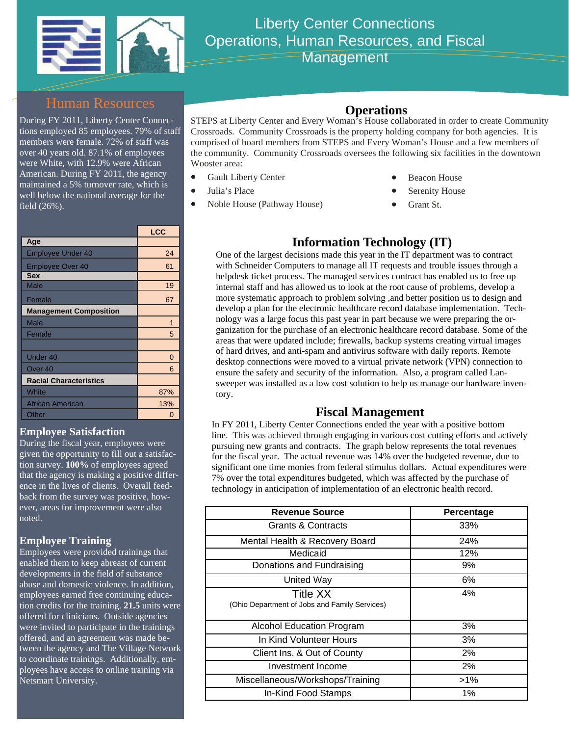# Liberty Center Connections Operations, Human Resources, and Fiscal Management

## Human Resources

During FY 2011, Liberty Center Connections employed 85 employees. 79% of staff members were female. 72% of staff was over 40 years old. 87.1% of employees were White, with 12.9% were African American. During FY 2011, the agency maintained a 5% turnover rate, which is well below the national average for the field (26%).

| | LCC |
|---|---|
| **Age** | |
| Employee Under 40 | 24 |
| Employee Over 40 | 61 |
| **Sex** | |
| Male | 19 |
| Female | 67 |
| **Management Composition** | |
| Male | 1 |
| Female | 5 |
| | |
| Under 40 | 0 |
| Over 40 | 6 |
| **Racial Characteristics** | |
| White | 87% |
| African American | 13% |
| Other | 0 |

### Employee Satisfaction

During the fiscal year, employees were given the opportunity to fill out a satisfaction survey. **100%** of employees agreed that the agency is making a positive difference in the lives of clients. Overall feedback from the survey was positive, however, areas for improvement were also noted.

### Employee Training

Employees were provided trainings that enabled them to keep abreast of current developments in the field of substance abuse and domestic violence. In addition, employees earned free continuing education credits for the training. **21.5** units were offered for clinicians. Outside agencies were invited to participate in the trainings offered, and an agreement was made between the agency and The Village Network to coordinate trainings. Additionally, employees have access to online training via Netsmart University.

## Operations

STEPS at Liberty Center and Every Woman's House collaborated in order to create Community Crossroads. Community Crossroads is the property holding company for both agencies. It is comprised of board members from STEPS and Every Woman's House and a few members of the community. Community Crossroads oversees the following six facilities in the downtown Wooster area:

- Gault Liberty Center
- Julia's Place
- Noble House (Pathway House)
- Beacon House
- Serenity House
- Grant St.

## Information Technology (IT)

One of the largest decisions made this year in the IT department was to contract with Schneider Computers to manage all IT requests and trouble issues through a helpdesk ticket process. The managed services contract has enabled us to free up internal staff and has allowed us to look at the root cause of problems, develop a more systematic approach to problem solving ,and better position us to design and develop a plan for the electronic healthcare record database implementation. Technology was a large focus this past year in part because we were preparing the organization for the purchase of an electronic healthcare record database. Some of the areas that were updated include; firewalls, backup systems creating virtual images of hard drives, and anti-spam and antivirus software with daily reports. Remote desktop connections were moved to a virtual private network (VPN) connection to ensure the safety and security of the information. Also, a program called Lansweeper was installed as a low cost solution to help us manage our hardware inventory.

## Fiscal Management

In FY 2011, Liberty Center Connections ended the year with a positive bottom line. This was achieved through engaging in various cost cutting efforts and actively pursuing new grants and contracts. The graph below represents the total revenues for the fiscal year. The actual revenue was 14% over the budgeted revenue, due to significant one time monies from federal stimulus dollars. Actual expenditures were 7% over the total expenditures budgeted, which was affected by the purchase of technology in anticipation of implementation of an electronic health record.

| Revenue Source | Percentage |
|---|---|
| Grants & Contracts | 33% |
| Mental Health & Recovery Board | 24% |
| Medicaid | 12% |
| Donations and Fundraising | 9% |
| United Way | 6% |
| Title XX (Ohio Department of Jobs and Family Services) | 4% |
| Alcohol Education Program | 3% |
| In Kind Volunteer Hours | 3% |
| Client Ins. & Out of County | 2% |
| Investment Income | 2% |
| Miscellaneous/Workshops/Training | >1% |
| In-Kind Food Stamps | 1% |